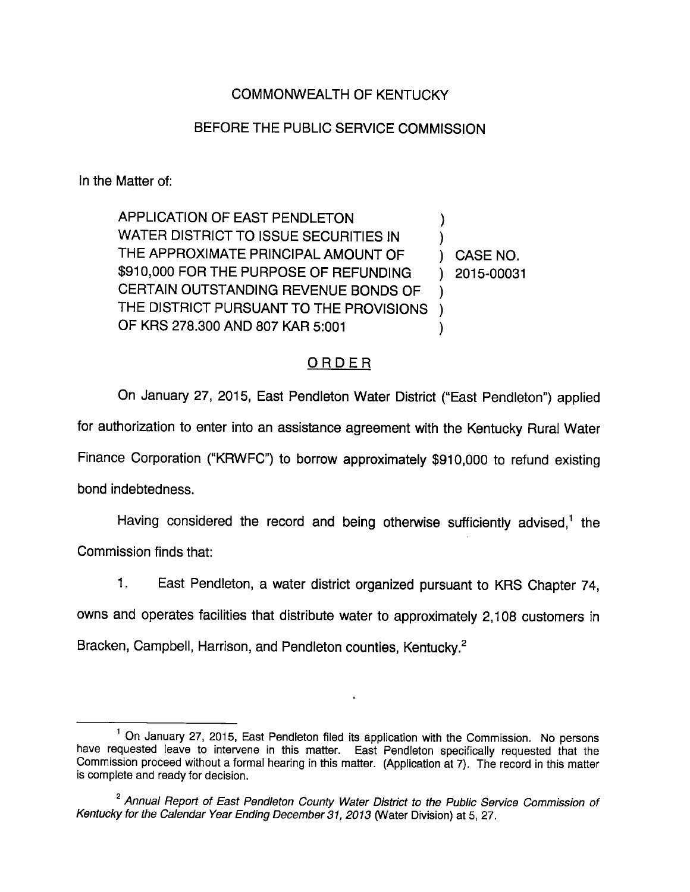COMMONWEALTH OF KENTUCKY

BEFORE THE PUBLIC SERVICE COMMISSION

In the Matter of:

| | | |
|---|---|---|
| APPLICATION OF EAST PENDLETON WATER DISTRICT TO ISSUE SECURITIES IN THE APPROXIMATE PRINCIPAL AMOUNT OF $910,000 FOR THE PURPOSE OF REFUNDING CERTAIN OUTSTANDING REVENUE BONDS OF THE DISTRICT PURSUANT TO THE PROVISIONS OF KRS 278.300 AND 807 KAR 5:001 | ) | CASE NO. 2015-00031 |

## ORDER

On January 27, 2015, East Pendleton Water District ("East Pendleton") applied for authorization to enter into an assistance agreement with the Kentucky Rural Water Finance Corporation ("KRWFC") to borrow approximately $910,000 to refund existing bond indebtedness.

Having considered the record and being otherwise sufficiently advised,[1] the Commission finds that:

1. East Pendleton, a water district organized pursuant to KRS Chapter 74, owns and operates facilities that distribute water to approximately 2,108 customers in Bracken, Campbell, Harrison, and Pendleton counties, Kentucky.[2]

---

[1] On January 27, 2015, East Pendleton filed its application with the Commission. No persons have requested leave to intervene in this matter. East Pendleton specifically requested that the Commission proceed without a formal hearing in this matter. (Application at 7). The record in this matter is complete and ready for decision.

[2] *Annual Report of East Pendleton County Water District to the Public Service Commission of Kentucky for the Calendar Year Ending December 31, 2013* (Water Division) at 5, 27.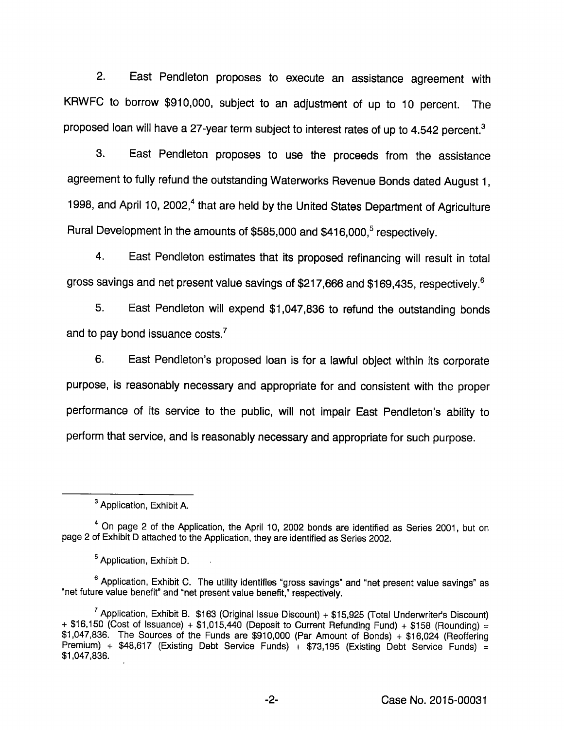2. East Pendleton proposes to execute an assistance agreement with KRWFC to borrow $910,000, subject to an adjustment of up to 10 percent. The proposed loan will have a 27-year term subject to interest rates of up to 4.542 percent.[3]

3. East Pendleton proposes to use the proceeds from the assistance agreement to fully refund the outstanding Waterworks Revenue Bonds dated August 1, 1998, and April 10, 2002,[4] that are held by the United States Department of Agriculture Rural Development in the amounts of $585,000 and $416,000,[5] respectively.

4. East Pendleton estimates that its proposed refinancing will result in total gross savings and net present value savings of $217,666 and $169,435, respectively.[6]

5. East Pendleton will expend $1,047,836 to refund the outstanding bonds and to pay bond issuance costs.[7]

6. East Pendleton's proposed loan is for a lawful object within its corporate purpose, is reasonably necessary and appropriate for and consistent with the proper performance of its service to the public, will not impair East Pendleton's ability to perform that service, and is reasonably necessary and appropriate for such purpose.

---

[3] Application, Exhibit A.

[4] On page 2 of the Application, the April 10, 2002 bonds are identified as Series 2001, but on page 2 of Exhibit D attached to the Application, they are identified as Series 2002.

[5] Application, Exhibit D.

[6] Application, Exhibit C. The utility identifies "gross savings" and "net present value savings" as "net future value benefit" and "net present value benefit," respectively.

[7] Application, Exhibit B. $163 (Original Issue Discount) + $15,925 (Total Underwriter's Discount) + $16,150 (Cost of Issuance) + $1,015,440 (Deposit to Current Refunding Fund) + $158 (Rounding) = $1,047,836. The Sources of the Funds are $910,000 (Par Amount of Bonds) + $16,024 (Reoffering Premium) + $48,617 (Existing Debt Service Funds) + $73,195 (Existing Debt Service Funds) = $1,047,836.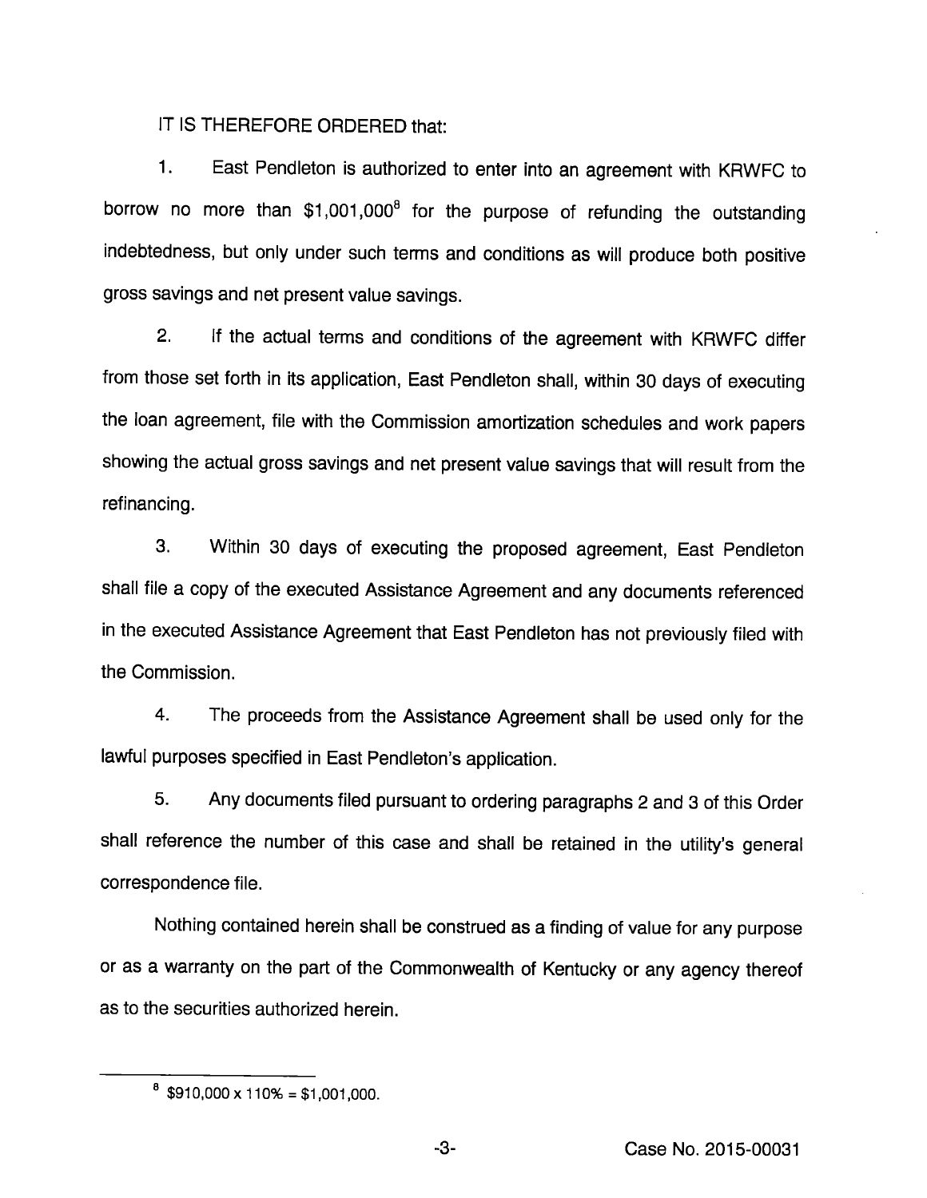IT IS THEREFORE ORDERED that:

1. East Pendleton is authorized to enter into an agreement with KRWFC to borrow no more than $1,001,000[8] for the purpose of refunding the outstanding indebtedness, but only under such terms and conditions as will produce both positive gross savings and net present value savings.

2. If the actual terms and conditions of the agreement with KRWFC differ from those set forth in its application, East Pendleton shall, within 30 days of executing the loan agreement, file with the Commission amortization schedules and work papers showing the actual gross savings and net present value savings that will result from the refinancing.

3. Within 30 days of executing the proposed agreement, East Pendleton shall file a copy of the executed Assistance Agreement and any documents referenced in the executed Assistance Agreement that East Pendleton has not previously filed with the Commission.

4. The proceeds from the Assistance Agreement shall be used only for the lawful purposes specified in East Pendleton's application.

5. Any documents filed pursuant to ordering paragraphs 2 and 3 of this Order shall reference the number of this case and shall be retained in the utility's general correspondence file.

Nothing contained herein shall be construed as a finding of value for any purpose or as a warranty on the part of the Commonwealth of Kentucky or any agency thereof as to the securities authorized herein.

---

[8] $910,000 x 110% = $1,001,000.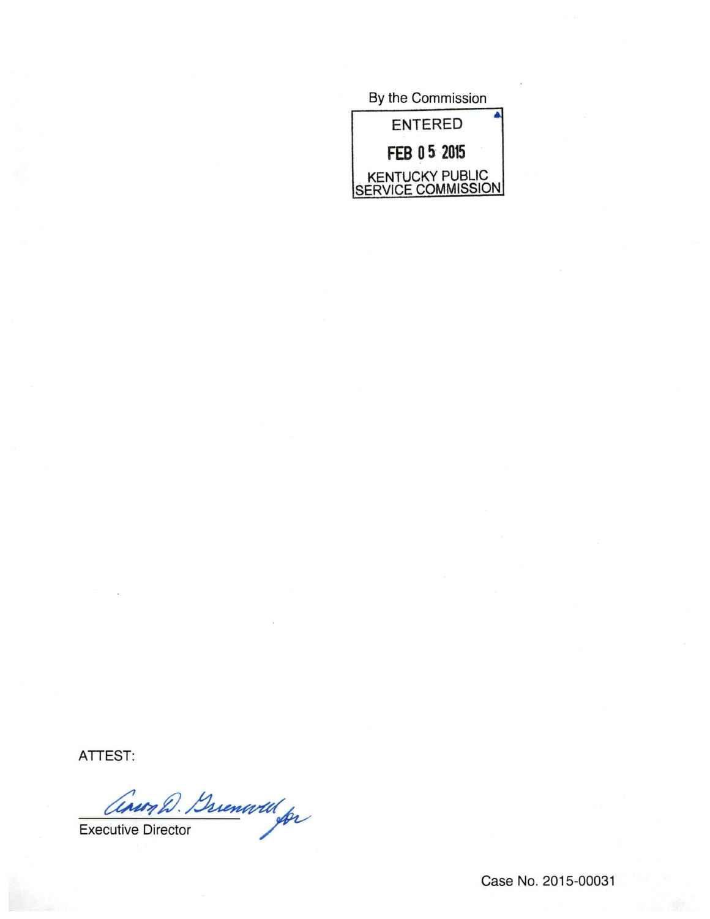By the Commission

ENTERED

FEB 05 2015

KENTUCKY PUBLIC SERVICE COMMISSION

ATTEST:

Executive Director

Case No. 2015-00031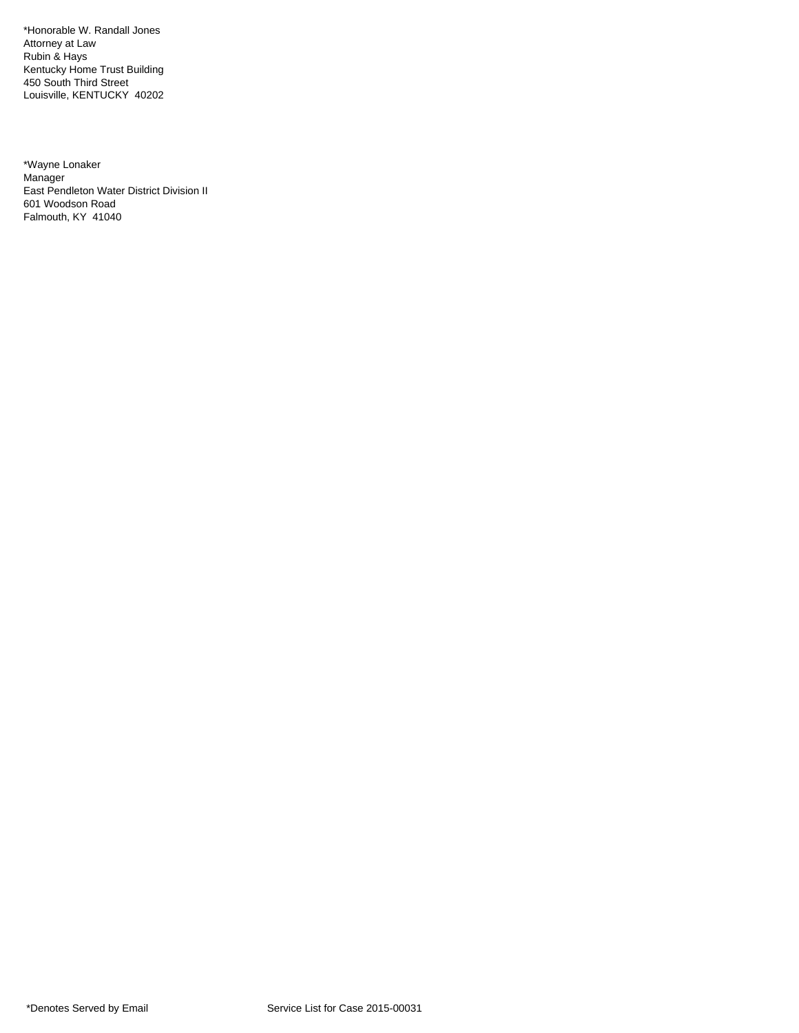*Honorable W. Randall Jones
Attorney at Law
Rubin & Hays
Kentucky Home Trust Building
450 South Third Street
Louisville, KENTUCKY 40202

*Wayne Lonaker
Manager
East Pendleton Water District Division II
601 Woodson Road
Falmouth, KY 41040

*Denotes Served by Email

Service List for Case 2015-00031